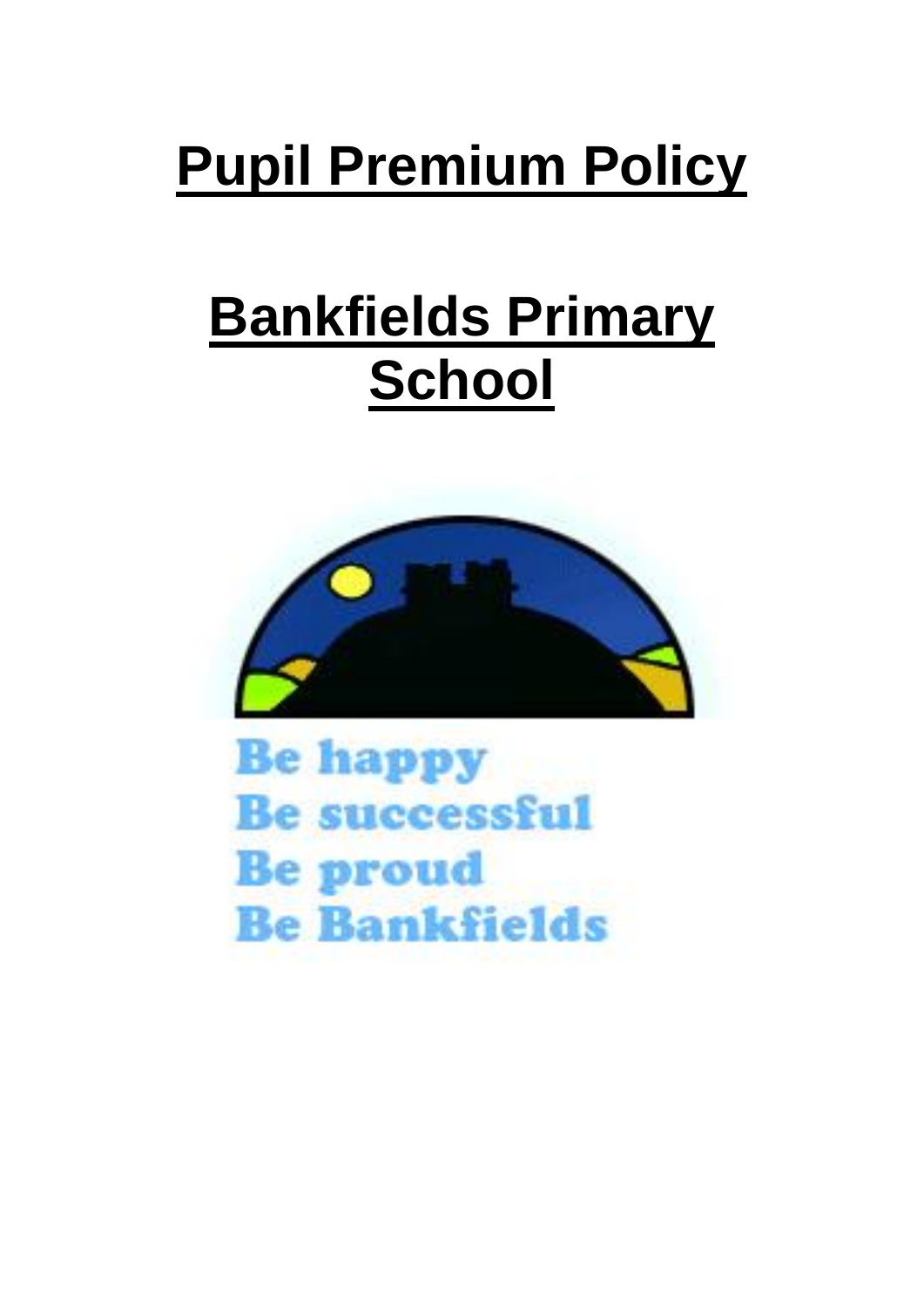# Pupil Premium Policy

# Bankfields Primary School

Be happy
Be successful
Be proud
Be Bankfields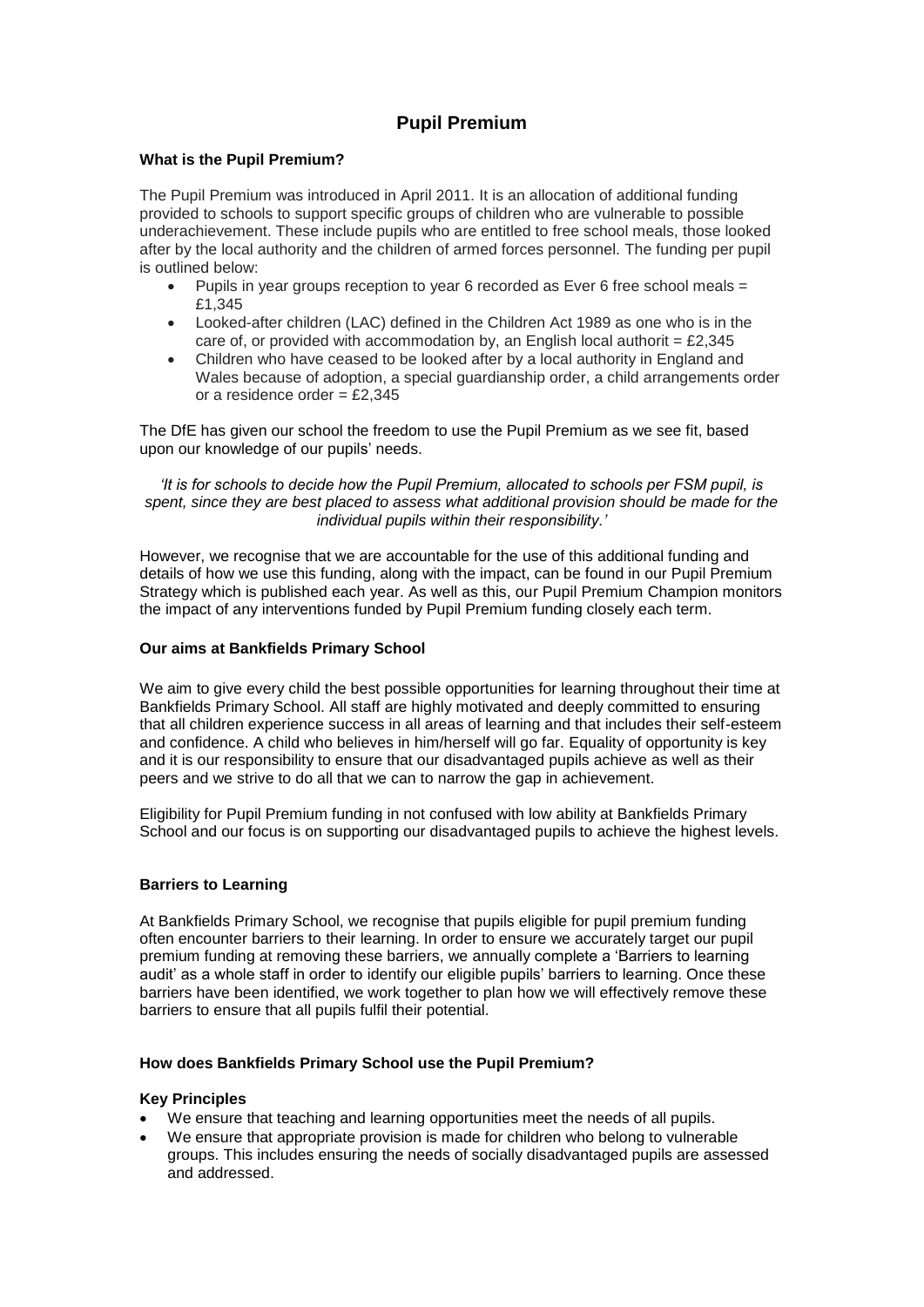# Pupil Premium

**What is the Pupil Premium?**

The Pupil Premium was introduced in April 2011. It is an allocation of additional funding provided to schools to support specific groups of children who are vulnerable to possible underachievement. These include pupils who are entitled to free school meals, those looked after by the local authority and the children of armed forces personnel. The funding per pupil is outlined below:

- Pupils in year groups reception to year 6 recorded as Ever 6 free school meals = £1,345
- Looked-after children (LAC) defined in the Children Act 1989 as one who is in the care of, or provided with accommodation by, an English local authorit = £2,345
- Children who have ceased to be looked after by a local authority in England and Wales because of adoption, a special guardianship order, a child arrangements order or a residence order = £2,345

The DfE has given our school the freedom to use the Pupil Premium as we see fit, based upon our knowledge of our pupils' needs.

*'It is for schools to decide how the Pupil Premium, allocated to schools per FSM pupil, is spent, since they are best placed to assess what additional provision should be made for the individual pupils within their responsibility.'*

However, we recognise that we are accountable for the use of this additional funding and details of how we use this funding, along with the impact, can be found in our Pupil Premium Strategy which is published each year. As well as this, our Pupil Premium Champion monitors the impact of any interventions funded by Pupil Premium funding closely each term.

**Our aims at Bankfields Primary School**

We aim to give every child the best possible opportunities for learning throughout their time at Bankfields Primary School. All staff are highly motivated and deeply committed to ensuring that all children experience success in all areas of learning and that includes their self-esteem and confidence. A child who believes in him/herself will go far. Equality of opportunity is key and it is our responsibility to ensure that our disadvantaged pupils achieve as well as their peers and we strive to do all that we can to narrow the gap in achievement.

Eligibility for Pupil Premium funding in not confused with low ability at Bankfields Primary School and our focus is on supporting our disadvantaged pupils to achieve the highest levels.

**Barriers to Learning**

At Bankfields Primary School, we recognise that pupils eligible for pupil premium funding often encounter barriers to their learning. In order to ensure we accurately target our pupil premium funding at removing these barriers, we annually complete a 'Barriers to learning audit' as a whole staff in order to identify our eligible pupils' barriers to learning. Once these barriers have been identified, we work together to plan how we will effectively remove these barriers to ensure that all pupils fulfil their potential.

**How does Bankfields Primary School use the Pupil Premium?**

**Key Principles**

- We ensure that teaching and learning opportunities meet the needs of all pupils.
- We ensure that appropriate provision is made for children who belong to vulnerable groups. This includes ensuring the needs of socially disadvantaged pupils are assessed and addressed.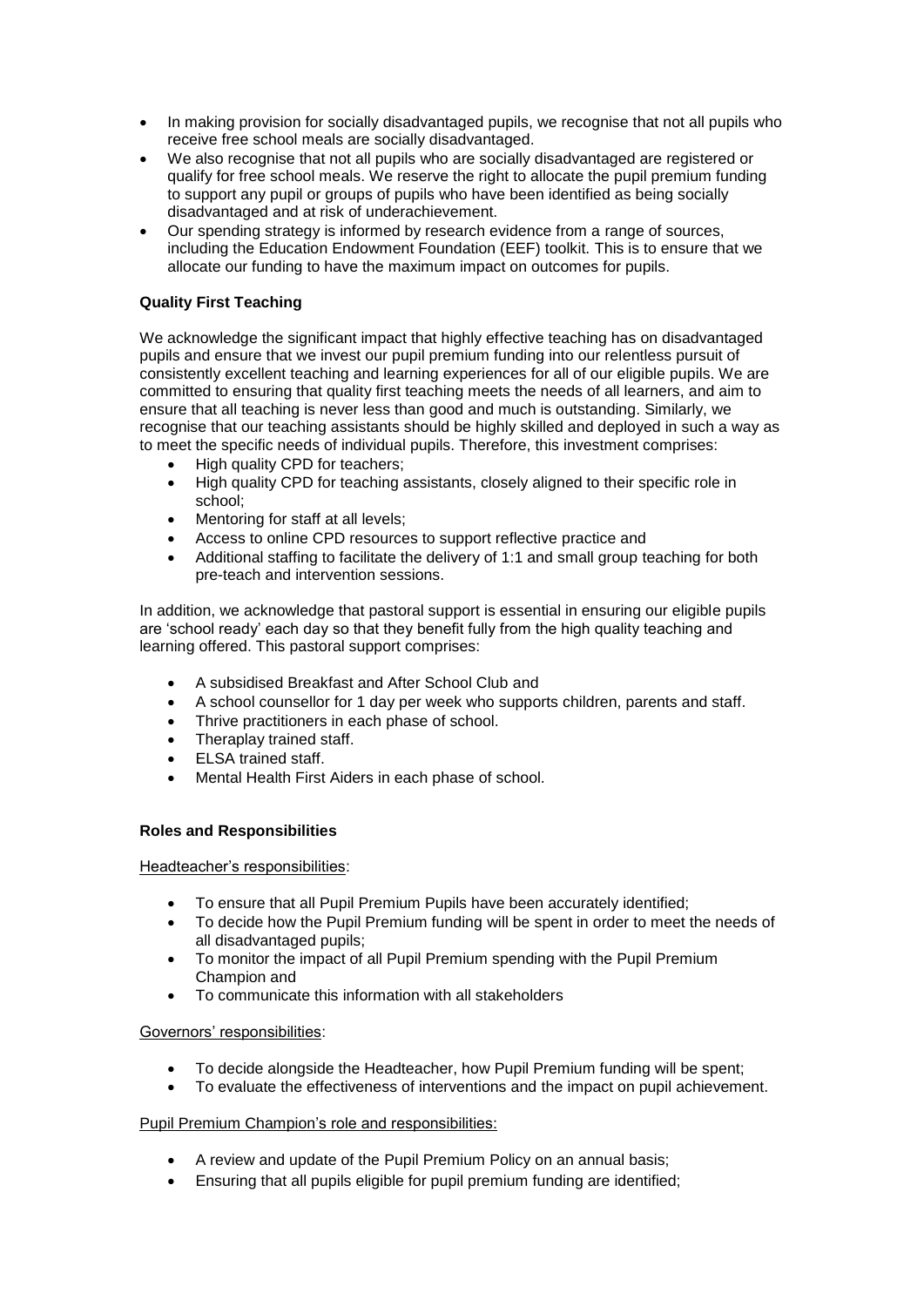- In making provision for socially disadvantaged pupils, we recognise that not all pupils who receive free school meals are socially disadvantaged.
- We also recognise that not all pupils who are socially disadvantaged are registered or qualify for free school meals. We reserve the right to allocate the pupil premium funding to support any pupil or groups of pupils who have been identified as being socially disadvantaged and at risk of underachievement.
- Our spending strategy is informed by research evidence from a range of sources, including the Education Endowment Foundation (EEF) toolkit. This is to ensure that we allocate our funding to have the maximum impact on outcomes for pupils.

**Quality First Teaching**

We acknowledge the significant impact that highly effective teaching has on disadvantaged pupils and ensure that we invest our pupil premium funding into our relentless pursuit of consistently excellent teaching and learning experiences for all of our eligible pupils. We are committed to ensuring that quality first teaching meets the needs of all learners, and aim to ensure that all teaching is never less than good and much is outstanding. Similarly, we recognise that our teaching assistants should be highly skilled and deployed in such a way as to meet the specific needs of individual pupils. Therefore, this investment comprises:

- High quality CPD for teachers;
- High quality CPD for teaching assistants, closely aligned to their specific role in school;
- Mentoring for staff at all levels;
- Access to online CPD resources to support reflective practice and
- Additional staffing to facilitate the delivery of 1:1 and small group teaching for both pre-teach and intervention sessions.

In addition, we acknowledge that pastoral support is essential in ensuring our eligible pupils are 'school ready' each day so that they benefit fully from the high quality teaching and learning offered. This pastoral support comprises:

- A subsidised Breakfast and After School Club and
- A school counsellor for 1 day per week who supports children, parents and staff.
- Thrive practitioners in each phase of school.
- Theraplay trained staff.
- ELSA trained staff.
- Mental Health First Aiders in each phase of school.

**Roles and Responsibilities**

Headteacher's responsibilities:

- To ensure that all Pupil Premium Pupils have been accurately identified;
- To decide how the Pupil Premium funding will be spent in order to meet the needs of all disadvantaged pupils;
- To monitor the impact of all Pupil Premium spending with the Pupil Premium Champion and
- To communicate this information with all stakeholders

Governors' responsibilities:

- To decide alongside the Headteacher, how Pupil Premium funding will be spent;
- To evaluate the effectiveness of interventions and the impact on pupil achievement.

Pupil Premium Champion's role and responsibilities:

- A review and update of the Pupil Premium Policy on an annual basis;
- Ensuring that all pupils eligible for pupil premium funding are identified;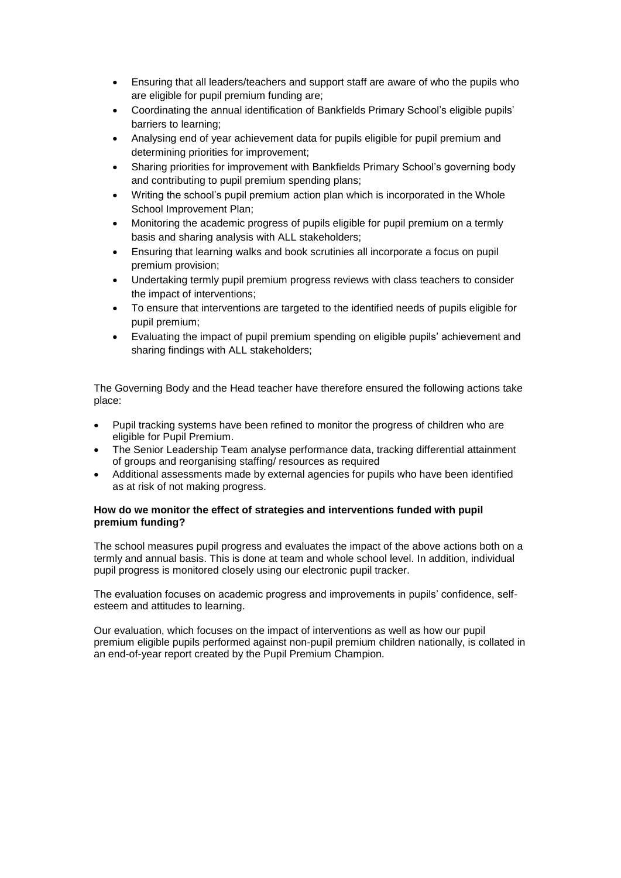- Ensuring that all leaders/teachers and support staff are aware of who the pupils who are eligible for pupil premium funding are;
- Coordinating the annual identification of Bankfields Primary School's eligible pupils' barriers to learning;
- Analysing end of year achievement data for pupils eligible for pupil premium and determining priorities for improvement;
- Sharing priorities for improvement with Bankfields Primary School's governing body and contributing to pupil premium spending plans;
- Writing the school's pupil premium action plan which is incorporated in the Whole School Improvement Plan;
- Monitoring the academic progress of pupils eligible for pupil premium on a termly basis and sharing analysis with ALL stakeholders;
- Ensuring that learning walks and book scrutinies all incorporate a focus on pupil premium provision;
- Undertaking termly pupil premium progress reviews with class teachers to consider the impact of interventions;
- To ensure that interventions are targeted to the identified needs of pupils eligible for pupil premium;
- Evaluating the impact of pupil premium spending on eligible pupils' achievement and sharing findings with ALL stakeholders;

The Governing Body and the Head teacher have therefore ensured the following actions take place:

- Pupil tracking systems have been refined to monitor the progress of children who are eligible for Pupil Premium.
- The Senior Leadership Team analyse performance data, tracking differential attainment of groups and reorganising staffing/ resources as required
- Additional assessments made by external agencies for pupils who have been identified as at risk of not making progress.

**How do we monitor the effect of strategies and interventions funded with pupil premium funding?**

The school measures pupil progress and evaluates the impact of the above actions both on a termly and annual basis. This is done at team and whole school level. In addition, individual pupil progress is monitored closely using our electronic pupil tracker.

The evaluation focuses on academic progress and improvements in pupils' confidence, self-esteem and attitudes to learning.

Our evaluation, which focuses on the impact of interventions as well as how our pupil premium eligible pupils performed against non-pupil premium children nationally, is collated in an end-of-year report created by the Pupil Premium Champion.